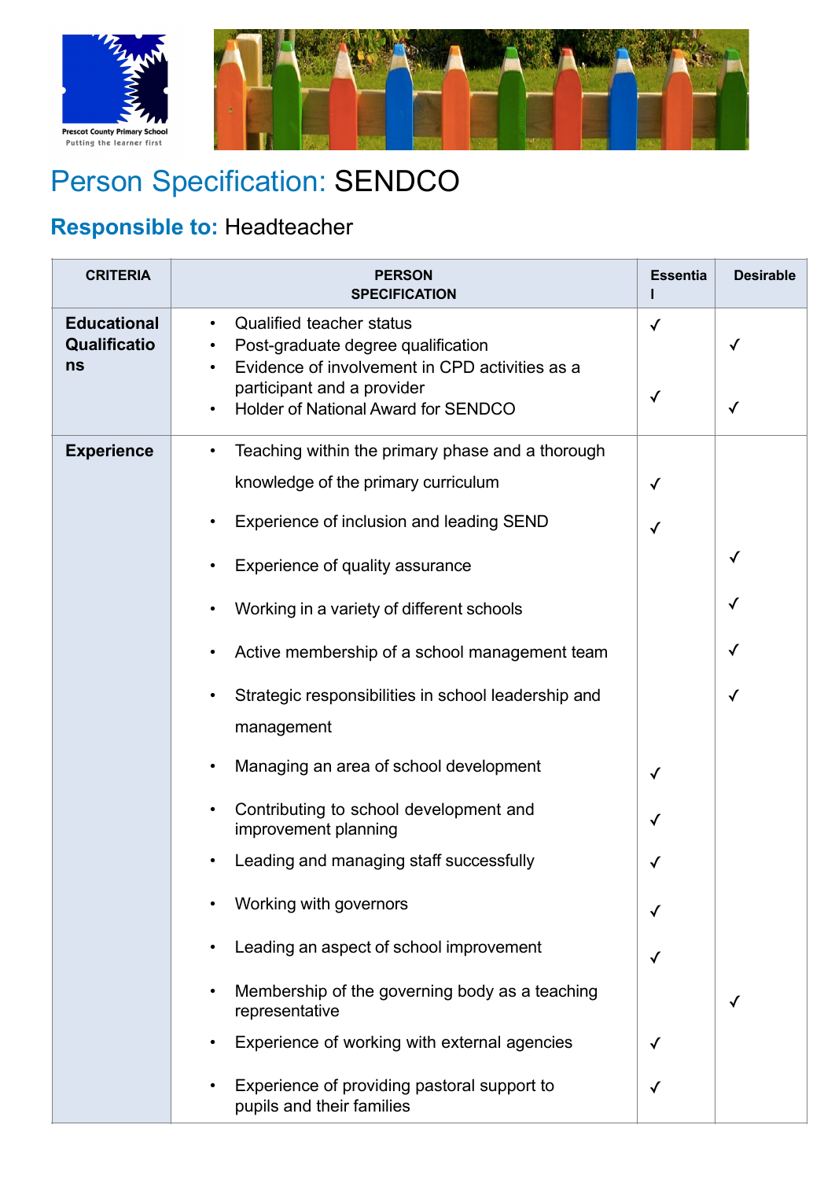Prescot County Primary School
Putting the learner first

# Person Specification: SENDCO

## Responsible to: Headteacher

| CRITERIA | PERSON SPECIFICATION | Essential | Desirable |
|---|---|---|---|
| **Educational Qualifications** | • Qualified teacher status | ✓ | |
| | • Post-graduate degree qualification | | ✓ |
| | • Evidence of involvement in CPD activities as a participant and a provider | ✓ | |
| | • Holder of National Award for SENDCO | | ✓ |
| **Experience** | • Teaching within the primary phase and a thorough knowledge of the primary curriculum | ✓ | |
| | • Experience of inclusion and leading SEND | ✓ | |
| | • Experience of quality assurance | | ✓ |
| | • Working in a variety of different schools | | ✓ |
| | • Active membership of a school management team | | ✓ |
| | • Strategic responsibilities in school leadership and management | | ✓ |
| | • Managing an area of school development | ✓ | |
| | • Contributing to school development and improvement planning | ✓ | |
| | • Leading and managing staff successfully | ✓ | |
| | • Working with governors | ✓ | |
| | • Leading an aspect of school improvement | ✓ | |
| | • Membership of the governing body as a teaching representative | | ✓ |
| | • Experience of working with external agencies | ✓ | |
| | • Experience of providing pastoral support to pupils and their families | ✓ | |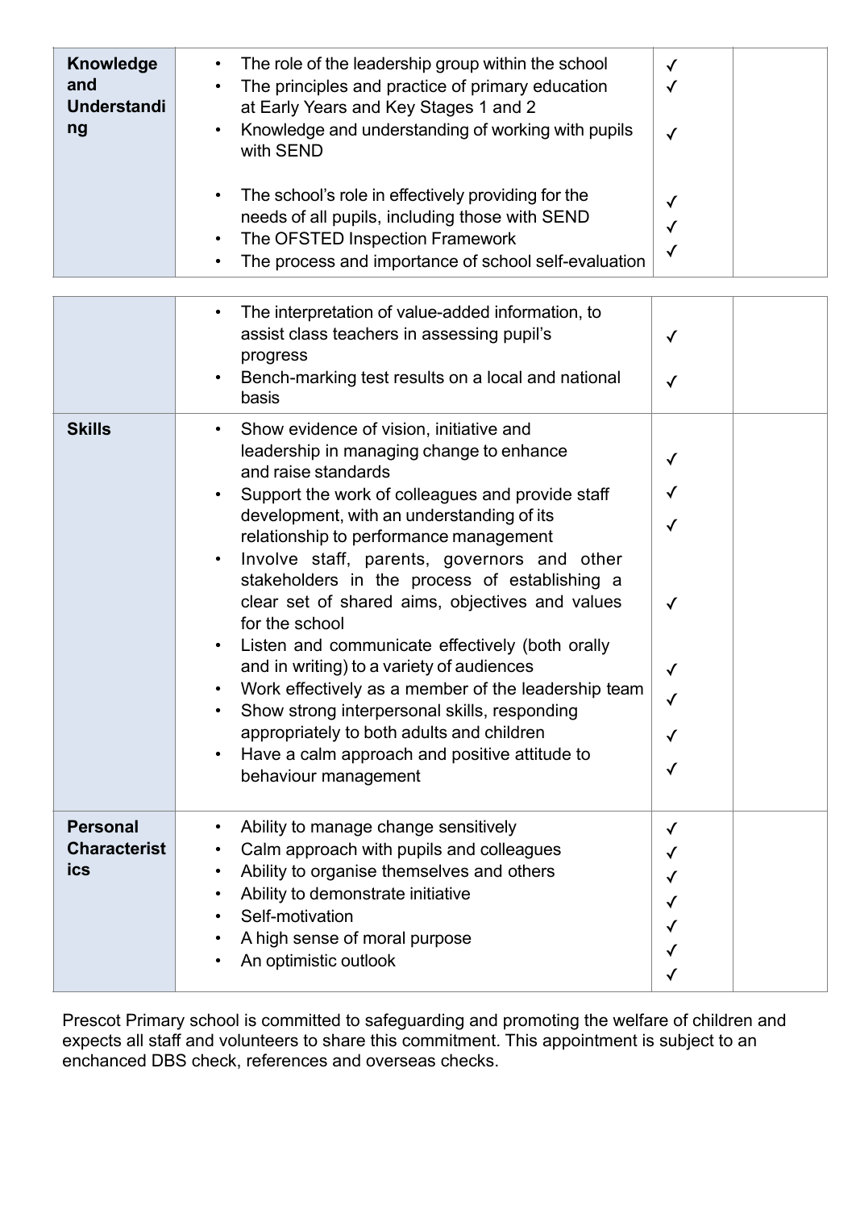| | | | |
|---|---|---|---|
| **Knowledge and Understanding** | • The role of the leadership group within the school<br>• The principles and practice of primary education at Early Years and Key Stages 1 and 2<br>• Knowledge and understanding of working with pupils with SEND<br>• The school's role in effectively providing for the needs of all pupils, including those with SEND<br>• The OFSTED Inspection Framework<br>• The process and importance of school self-evaluation | ✓<br>✓<br>✓<br>✓<br>✓<br>✓ | |
| | • The interpretation of value-added information, to assist class teachers in assessing pupil's progress<br>• Bench-marking test results on a local and national basis | ✓<br>✓ | |
| **Skills** | • Show evidence of vision, initiative and leadership in managing change to enhance and raise standards<br>• Support the work of colleagues and provide staff development, with an understanding of its relationship to performance management<br>• Involve staff, parents, governors and other stakeholders in the process of establishing a clear set of shared aims, objectives and values for the school<br>• Listen and communicate effectively (both orally and in writing) to a variety of audiences<br>• Work effectively as a member of the leadership team<br>• Show strong interpersonal skills, responding appropriately to both adults and children<br>• Have a calm approach and positive attitude to behaviour management | ✓<br>✓<br>✓<br>✓<br>✓<br>✓<br>✓<br>✓ | |
| **Personal Characteristics** | • Ability to manage change sensitively<br>• Calm approach with pupils and colleagues<br>• Ability to organise themselves and others<br>• Ability to demonstrate initiative<br>• Self-motivation<br>• A high sense of moral purpose<br>• An optimistic outlook | ✓<br>✓<br>✓<br>✓<br>✓<br>✓<br>✓ | |

Prescot Primary school is committed to safeguarding and promoting the welfare of children and expects all staff and volunteers to share this commitment. This appointment is subject to an enchanced DBS check, references and overseas checks.